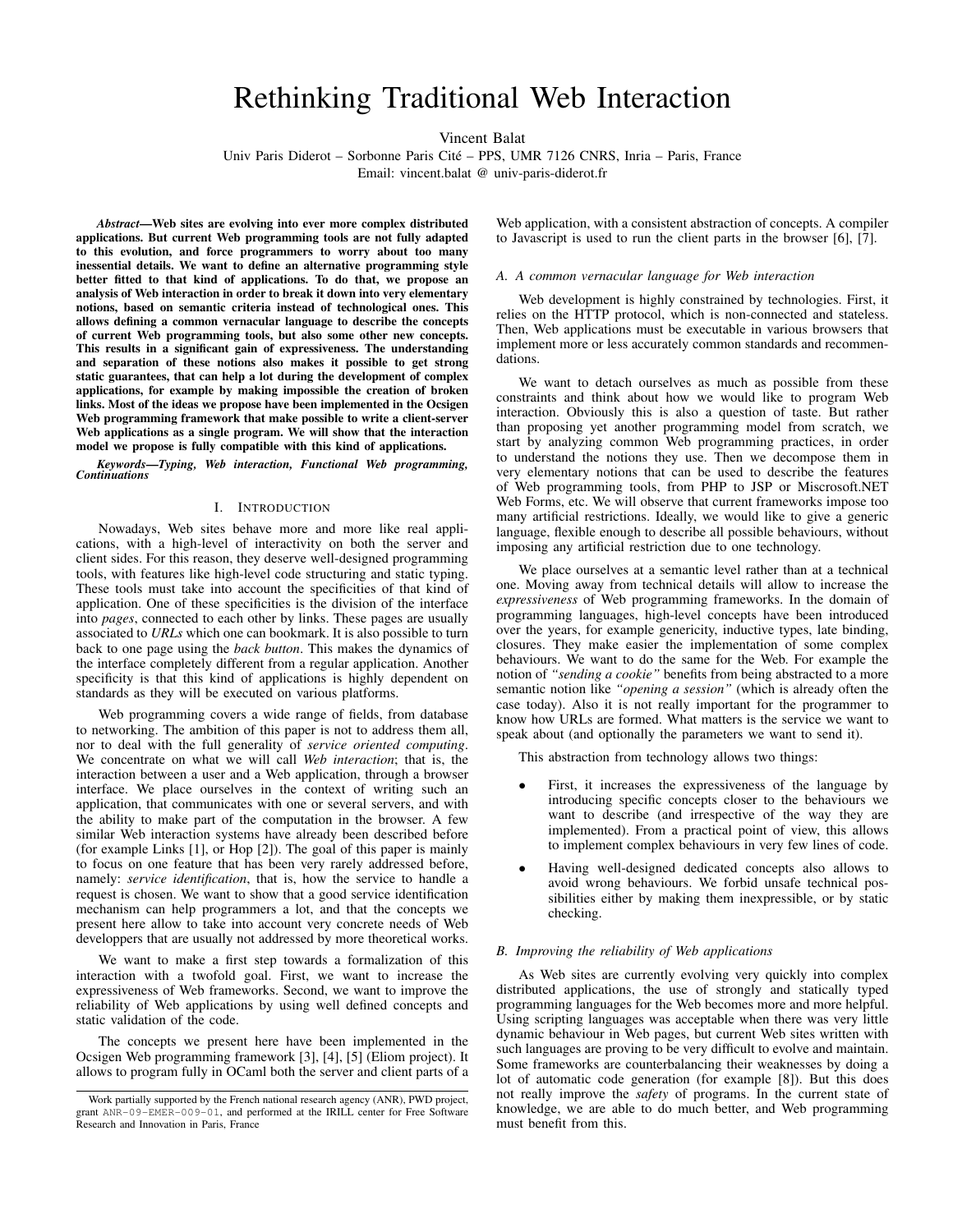# Rethinking Traditional Web Interaction

Vincent Balat

Univ Paris Diderot – Sorbonne Paris Cité – PPS, UMR 7126 CNRS, Inria – Paris, France

Email: vincent.balat @ univ-paris-diderot.fr

***Abstract*—Web sites are evolving into ever more complex distributed applications. But current Web programming tools are not fully adapted to this evolution, and force programmers to worry about too many inessential details. We want to define an alternative programming style better fitted to that kind of applications. To do that, we propose an analysis of Web interaction in order to break it down into very elementary notions, based on semantic criteria instead of technological ones. This allows defining a common vernacular language to describe the concepts of current Web programming tools, but also some other new concepts. This results in a significant gain of expressiveness. The understanding and separation of these notions also makes it possible to get strong static guarantees, that can help a lot during the development of complex applications, for example by making impossible the creation of broken links. Most of the ideas we propose have been implemented in the Ocsigen Web programming framework that make possible to write a client-server Web applications as a single program. We will show that the interaction model we propose is fully compatible with this kind of applications.**

***Keywords*—Typing, Web interaction, Functional Web programming, Continuations**

## I. Introduction

Nowadays, Web sites behave more and more like real applications, with a high-level of interactivity on both the server and client sides. For this reason, they deserve well-designed programming tools, with features like high-level code structuring and static typing. These tools must take into account the specificities of that kind of application. One of these specificities is the division of the interface into *pages*, connected to each other by links. These pages are usually associated to *URLs* which one can bookmark. It is also possible to turn back to one page using the *back button*. This makes the dynamics of the interface completely different from a regular application. Another specificity is that this kind of applications is highly dependent on standards as they will be executed on various platforms.

Web programming covers a wide range of fields, from database to networking. The ambition of this paper is not to address them all, nor to deal with the full generality of *service oriented computing*. We concentrate on what we will call *Web interaction*; that is, the interaction between a user and a Web application, through a browser interface. We place ourselves in the context of writing such an application, that communicates with one or several servers, and with the ability to make part of the computation in the browser. A few similar Web interaction systems have already been described before (for example Links [1], or Hop [2]). The goal of this paper is mainly to focus on one feature that has been very rarely addressed before, namely: *service identification*, that is, how the service to handle a request is chosen. We want to show that a good service identification mechanism can help programmers a lot, and that the concepts we present here allow to take into account very concrete needs of Web developpers that are usually not addressed by more theoretical works.

We want to make a first step towards a formalization of this interaction with a twofold goal. First, we want to increase the expressiveness of Web frameworks. Second, we want to improve the reliability of Web applications by using well defined concepts and static validation of the code.

The concepts we present here have been implemented in the Ocsigen Web programming framework [3], [4], [5] (Eliom project). It allows to program fully in OCaml both the server and client parts of a Web application, with a consistent abstraction of concepts. A compiler to Javascript is used to run the client parts in the browser [6], [7].

### A. A common vernacular language for Web interaction

Web development is highly constrained by technologies. First, it relies on the HTTP protocol, which is non-connected and stateless. Then, Web applications must be executable in various browsers that implement more or less accurately common standards and recommendations.

We want to detach ourselves as much as possible from these constraints and think about how we would like to program Web interaction. Obviously this is also a question of taste. But rather than proposing yet another programming model from scratch, we start by analyzing common Web programming practices, in order to understand the notions they use. Then we decompose them in very elementary notions that can be used to describe the features of Web programming tools, from PHP to JSP or Miscrosoft.NET Web Forms, etc. We will observe that current frameworks impose too many artificial restrictions. Ideally, we would like to give a generic language, flexible enough to describe all possible behaviours, without imposing any artificial restriction due to one technology.

We place ourselves at a semantic level rather than at a technical one. Moving away from technical details will allow to increase the *expressiveness* of Web programming frameworks. In the domain of programming languages, high-level concepts have been introduced over the years, for example genericity, inductive types, late binding, closures. They make easier the implementation of some complex behaviours. We want to do the same for the Web. For example the notion of *"sending a cookie"* benefits from being abstracted to a more semantic notion like *"opening a session"* (which is already often the case today). Also it is not really important for the programmer to know how URLs are formed. What matters is the service we want to speak about (and optionally the parameters we want to send it).

This abstraction from technology allows two things:

- First, it increases the expressiveness of the language by introducing specific concepts closer to the behaviours we want to describe (and irrespective of the way they are implemented). From a practical point of view, this allows to implement complex behaviours in very few lines of code.
- Having well-designed dedicated concepts also allows to avoid wrong behaviours. We forbid unsafe technical possibilities either by making them inexpressible, or by static checking.

### B. Improving the reliability of Web applications

As Web sites are currently evolving very quickly into complex distributed applications, the use of strongly and statically typed programming languages for the Web becomes more and more helpful. Using scripting languages was acceptable when there was very little dynamic behaviour in Web pages, but current Web sites written with such languages are proving to be very difficult to evolve and maintain. Some frameworks are counterbalancing their weaknesses by doing a lot of automatic code generation (for example [8]). But this does not really improve the *safety* of programs. In the current state of knowledge, we are able to do much better, and Web programming must benefit from this.

Work partially supported by the French national research agency (ANR), PWD project, grant ANR-09-EMER-009-01, and performed at the IRILL center for Free Software Research and Innovation in Paris, France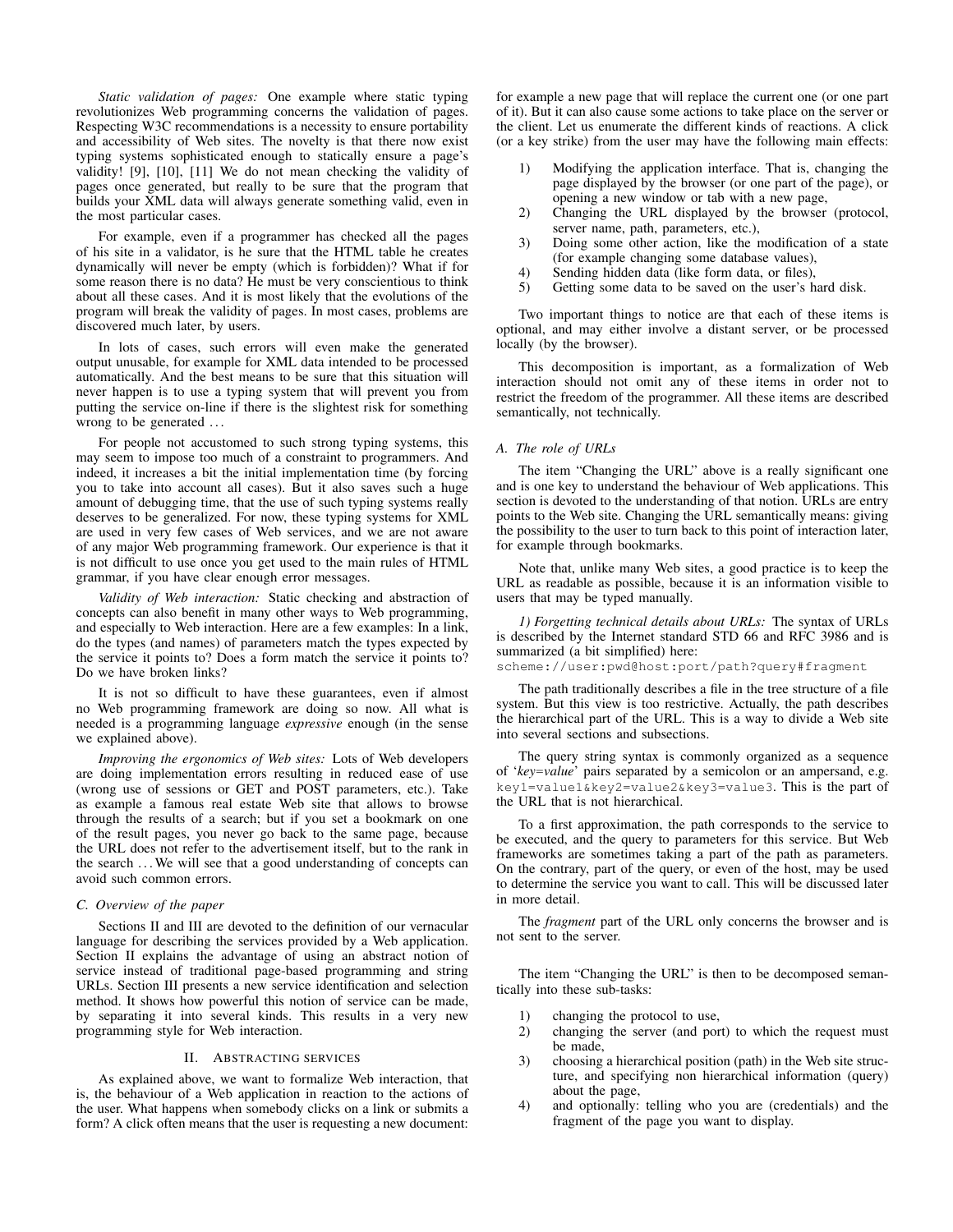*Static validation of pages:* One example where static typing revolutionizes Web programming concerns the validation of pages. Respecting W3C recommendations is a necessity to ensure portability and accessibility of Web sites. The novelty is that there now exist typing systems sophisticated enough to statically ensure a page's validity! [9], [10], [11] We do not mean checking the validity of pages once generated, but really to be sure that the program that builds your XML data will always generate something valid, even in the most particular cases.

For example, even if a programmer has checked all the pages of his site in a validator, is he sure that the HTML table he creates dynamically will never be empty (which is forbidden)? What if for some reason there is no data? He must be very conscientious to think about all these cases. And it is most likely that the evolutions of the program will break the validity of pages. In most cases, problems are discovered much later, by users.

In lots of cases, such errors will even make the generated output unusable, for example for XML data intended to be processed automatically. And the best means to be sure that this situation will never happen is to use a typing system that will prevent you from putting the service on-line if there is the slightest risk for something wrong to be generated ...

For people not accustomed to such strong typing systems, this may seem to impose too much of a constraint to programmers. And indeed, it increases a bit the initial implementation time (by forcing you to take into account all cases). But it also saves such a huge amount of debugging time, that the use of such typing systems really deserves to be generalized. For now, these typing systems for XML are used in very few cases of Web services, and we are not aware of any major Web programming framework. Our experience is that it is not difficult to use once you get used to the main rules of HTML grammar, if you have clear enough error messages.

*Validity of Web interaction:* Static checking and abstraction of concepts can also benefit in many other ways to Web programming, and especially to Web interaction. Here are a few examples: In a link, do the types (and names) of parameters match the types expected by the service it points to? Does a form match the service it points to? Do we have broken links?

It is not so difficult to have these guarantees, even if almost no Web programming framework are doing so now. All what is needed is a programming language *expressive* enough (in the sense we explained above).

*Improving the ergonomics of Web sites:* Lots of Web developers are doing implementation errors resulting in reduced ease of use (wrong use of sessions or GET and POST parameters, etc.). Take as example a famous real estate Web site that allows to browse through the results of a search; but if you set a bookmark on one of the result pages, you never go back to the same page, because the URL does not refer to the advertisement itself, but to the rank in the search ... We will see that a good understanding of concepts can avoid such common errors.

### C. Overview of the paper

Sections II and III are devoted to the definition of our vernacular language for describing the services provided by a Web application. Section II explains the advantage of using an abstract notion of service instead of traditional page-based programming and string URLs. Section III presents a new service identification and selection method. It shows how powerful this notion of service can be made, by separating it into several kinds. This results in a very new programming style for Web interaction.

## II. Abstracting services

As explained above, we want to formalize Web interaction, that is, the behaviour of a Web application in reaction to the actions of the user. What happens when somebody clicks on a link or submits a form? A click often means that the user is requesting a new document: for example a new page that will replace the current one (or one part of it). But it can also cause some actions to take place on the server or the client. Let us enumerate the different kinds of reactions. A click (or a key strike) from the user may have the following main effects:

1) Modifying the application interface. That is, changing the page displayed by the browser (or one part of the page), or opening a new window or tab with a new page,
2) Changing the URL displayed by the browser (protocol, server name, path, parameters, etc.),
3) Doing some other action, like the modification of a state (for example changing some database values),
4) Sending hidden data (like form data, or files),
5) Getting some data to be saved on the user's hard disk.

Two important things to notice are that each of these items is optional, and may either involve a distant server, or be processed locally (by the browser).

This decomposition is important, as a formalization of Web interaction should not omit any of these items in order not to restrict the freedom of the programmer. All these items are described semantically, not technically.

### A. The role of URLs

The item "Changing the URL" above is a really significant one and is one key to understand the behaviour of Web applications. This section is devoted to the understanding of that notion. URLs are entry points to the Web site. Changing the URL semantically means: giving the possibility to the user to turn back to this point of interaction later, for example through bookmarks.

Note that, unlike many Web sites, a good practice is to keep the URL as readable as possible, because it is an information visible to users that may be typed manually.

*1) Forgetting technical details about URLs:* The syntax of URLs is described by the Internet standard STD 66 and RFC 3986 and is summarized (a bit simplified) here:

```
scheme://user:pwd@host:port/path?query#fragment
```

The path traditionally describes a file in the tree structure of a file system. But this view is too restrictive. Actually, the path describes the hierarchical part of the URL. This is a way to divide a Web site into several sections and subsections.

The query string syntax is commonly organized as a sequence of '*key=value*' pairs separated by a semicolon or an ampersand, e.g. `key1=value1&key2=value2&key3=value3`. This is the part of the URL that is not hierarchical.

To a first approximation, the path corresponds to the service to be executed, and the query to parameters for this service. But Web frameworks are sometimes taking a part of the path as parameters. On the contrary, part of the query, or even of the host, may be used to determine the service you want to call. This will be discussed later in more detail.

The *fragment* part of the URL only concerns the browser and is not sent to the server.

The item "Changing the URL" is then to be decomposed semantically into these sub-tasks:

1) changing the protocol to use,
2) changing the server (and port) to which the request must be made,
3) choosing a hierarchical position (path) in the Web site structure, and specifying non hierarchical information (query) about the page,
4) and optionally: telling who you are (credentials) and the fragment of the page you want to display.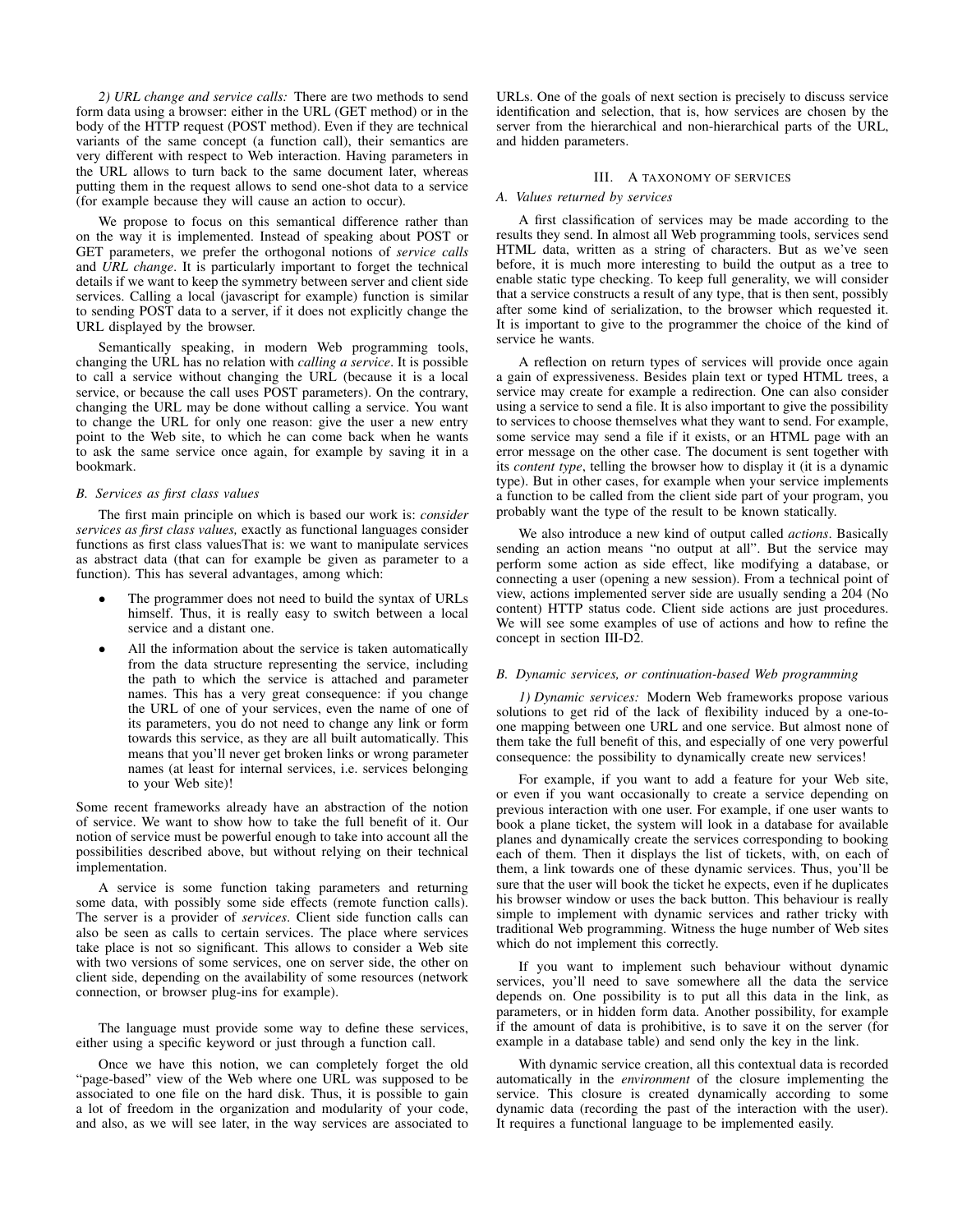*2) URL change and service calls:* There are two methods to send form data using a browser: either in the URL (GET method) or in the body of the HTTP request (POST method). Even if they are technical variants of the same concept (a function call), their semantics are very different with respect to Web interaction. Having parameters in the URL allows to turn back to the same document later, whereas putting them in the request allows to send one-shot data to a service (for example because they will cause an action to occur).

We propose to focus on this semantical difference rather than on the way it is implemented. Instead of speaking about POST or GET parameters, we prefer the orthogonal notions of *service calls* and *URL change*. It is particularly important to forget the technical details if we want to keep the symmetry between server and client side services. Calling a local (javascript for example) function is similar to sending POST data to a server, if it does not explicitly change the URL displayed by the browser.

Semantically speaking, in modern Web programming tools, changing the URL has no relation with *calling a service*. It is possible to call a service without changing the URL (because it is a local service, or because the call uses POST parameters). On the contrary, changing the URL may be done without calling a service. You want to change the URL for only one reason: give the user a new entry point to the Web site, to which he can come back when he wants to ask the same service once again, for example by saving it in a bookmark.

### *B. Services as first class values*

The first main principle on which is based our work is: *consider services as first class values,* exactly as functional languages consider functions as first class valuesThat is: we want to manipulate services as abstract data (that can for example be given as parameter to a function). This has several advantages, among which:

- The programmer does not need to build the syntax of URLs himself. Thus, it is really easy to switch between a local service and a distant one.
- All the information about the service is taken automatically from the data structure representing the service, including the path to which the service is attached and parameter names. This has a very great consequence: if you change the URL of one of your services, even the name of one of its parameters, you do not need to change any link or form towards this service, as they are all built automatically. This means that you'll never get broken links or wrong parameter names (at least for internal services, i.e. services belonging to your Web site)!

Some recent frameworks already have an abstraction of the notion of service. We want to show how to take the full benefit of it. Our notion of service must be powerful enough to take into account all the possibilities described above, but without relying on their technical implementation.

A service is some function taking parameters and returning some data, with possibly some side effects (remote function calls). The server is a provider of *services*. Client side function calls can also be seen as calls to certain services. The place where services take place is not so significant. This allows to consider a Web site with two versions of some services, one on server side, the other on client side, depending on the availability of some resources (network connection, or browser plug-ins for example).

The language must provide some way to define these services, either using a specific keyword or just through a function call.

Once we have this notion, we can completely forget the old "page-based" view of the Web where one URL was supposed to be associated to one file on the hard disk. Thus, it is possible to gain a lot of freedom in the organization and modularity of your code, and also, as we will see later, in the way services are associated to URLs. One of the goals of next section is precisely to discuss service identification and selection, that is, how services are chosen by the server from the hierarchical and non-hierarchical parts of the URL, and hidden parameters.

## III. A TAXONOMY OF SERVICES

### *A. Values returned by services*

A first classification of services may be made according to the results they send. In almost all Web programming tools, services send HTML data, written as a string of characters. But as we've seen before, it is much more interesting to build the output as a tree to enable static type checking. To keep full generality, we will consider that a service constructs a result of any type, that is then sent, possibly after some kind of serialization, to the browser which requested it. It is important to give to the programmer the choice of the kind of service he wants.

A reflection on return types of services will provide once again a gain of expressiveness. Besides plain text or typed HTML trees, a service may create for example a redirection. One can also consider using a service to send a file. It is also important to give the possibility to services to choose themselves what they want to send. For example, some service may send a file if it exists, or an HTML page with an error message on the other case. The document is sent together with its *content type*, telling the browser how to display it (it is a dynamic type). But in other cases, for example when your service implements a function to be called from the client side part of your program, you probably want the type of the result to be known statically.

We also introduce a new kind of output called *actions*. Basically sending an action means "no output at all". But the service may perform some action as side effect, like modifying a database, or connecting a user (opening a new session). From a technical point of view, actions implemented server side are usually sending a 204 (No content) HTTP status code. Client side actions are just procedures. We will see some examples of use of actions and how to refine the concept in section III-D2.

### *B. Dynamic services, or continuation-based Web programming*

*1) Dynamic services:* Modern Web frameworks propose various solutions to get rid of the lack of flexibility induced by a one-to-one mapping between one URL and one service. But almost none of them take the full benefit of this, and especially of one very powerful consequence: the possibility to dynamically create new services!

For example, if you want to add a feature for your Web site, or even if you want occasionally to create a service depending on previous interaction with one user. For example, if one user wants to book a plane ticket, the system will look in a database for available planes and dynamically create the services corresponding to booking each of them. Then it displays the list of tickets, with, on each of them, a link towards one of these dynamic services. Thus, you'll be sure that the user will book the ticket he expects, even if he duplicates his browser window or uses the back button. This behaviour is really simple to implement with dynamic services and rather tricky with traditional Web programming. Witness the huge number of Web sites which do not implement this correctly.

If you want to implement such behaviour without dynamic services, you'll need to save somewhere all the data the service depends on. One possibility is to put all this data in the link, as parameters, or in hidden form data. Another possibility, for example if the amount of data is prohibitive, is to save it on the server (for example in a database table) and send only the key in the link.

With dynamic service creation, all this contextual data is recorded automatically in the *environment* of the closure implementing the service. This closure is created dynamically according to some dynamic data (recording the past of the interaction with the user). It requires a functional language to be implemented easily.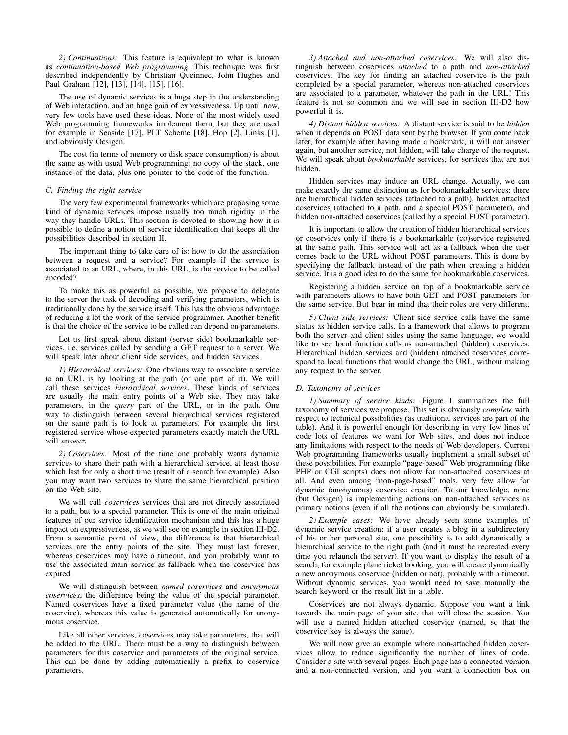*2) Continuations:* This feature is equivalent to what is known as *continuation-based Web programming*. This technique was first described independently by Christian Queinnec, John Hughes and Paul Graham [12], [13], [14], [15], [16].

The use of dynamic services is a huge step in the understanding of Web interaction, and an huge gain of expressiveness. Up until now, very few tools have used these ideas. None of the most widely used Web programming frameworks implement them, but they are used for example in Seaside [17], PLT Scheme [18], Hop [2], Links [1], and obviously Ocsigen.

The cost (in terms of memory or disk space consumption) is about the same as with usual Web programming: no copy of the stack, one instance of the data, plus one pointer to the code of the function.

### C. Finding the right service

The very few experimental frameworks which are proposing some kind of dynamic services impose usually too much rigidity in the way they handle URLs. This section is devoted to showing how it is possible to define a notion of service identification that keeps all the possibilities described in section II.

The important thing to take care of is: how to do the association between a request and a service? For example if the service is associated to an URL, where, in this URL, is the service to be called encoded?

To make this as powerful as possible, we propose to delegate to the server the task of decoding and verifying parameters, which is traditionally done by the service itself. This has the obvious advantage of reducing a lot the work of the service programmer. Another benefit is that the choice of the service to be called can depend on parameters.

Let us first speak about distant (server side) bookmarkable services, i.e. services called by sending a GET request to a server. We will speak later about client side services, and hidden services.

*1) Hierarchical services:* One obvious way to associate a service to an URL is by looking at the path (or one part of it). We will call these services *hierarchical services*. These kinds of services are usually the main entry points of a Web site. They may take parameters, in the *query* part of the URL, or in the path. One way to distinguish between several hierarchical services registered on the same path is to look at parameters. For example the first registered service whose expected parameters exactly match the URL will answer.

*2) Coservices:* Most of the time one probably wants dynamic services to share their path with a hierarchical service, at least those which last for only a short time (result of a search for example). Also you may want two services to share the same hierarchical position on the Web site.

We will call *coservices* services that are not directly associated to a path, but to a special parameter. This is one of the main original features of our service identification mechanism and this has a huge impact on expressiveness, as we will see on example in section III-D2. From a semantic point of view, the difference is that hierarchical services are the entry points of the site. They must last forever, whereas coservices may have a timeout, and you probably want to use the associated main service as fallback when the coservice has expired.

We will distinguish between *named coservices* and *anonymous coservices*, the difference being the value of the special parameter. Named coservices have a fixed parameter value (the name of the coservice), whereas this value is generated automatically for anonymous coservice.

Like all other services, coservices may take parameters, that will be added to the URL. There must be a way to distinguish between parameters for this coservice and parameters of the original service. This can be done by adding automatically a prefix to coservice parameters.

*3) Attached and non-attached coservices:* We will also distinguish between coservices *attached* to a path and *non-attached* coservices. The key for finding an attached coservice is the path completed by a special parameter, whereas non-attached coservices are associated to a parameter, whatever the path in the URL! This feature is not so common and we will see in section III-D2 how powerful it is.

*4) Distant hidden services:* A distant service is said to be *hidden* when it depends on POST data sent by the browser. If you come back later, for example after having made a bookmark, it will not answer again, but another service, not hidden, will take charge of the request. We will speak about *bookmarkable* services, for services that are not hidden.

Hidden services may induce an URL change. Actually, we can make exactly the same distinction as for bookmarkable services: there are hierarchical hidden services (attached to a path), hidden attached coservices (attached to a path, and a special POST parameter), and hidden non-attached coservices (called by a special POST parameter).

It is important to allow the creation of hidden hierarchical services or coservices only if there is a bookmarkable (co)service registered at the same path. This service will act as a fallback when the user comes back to the URL without POST parameters. This is done by specifying the fallback instead of the path when creating a hidden service. It is a good idea to do the same for bookmarkable coservices.

Registering a hidden service on top of a bookmarkable service with parameters allows to have both GET and POST parameters for the same service. But bear in mind that their roles are very different.

*5) Client side services:* Client side service calls have the same status as hidden service calls. In a framework that allows to program both the server and client sides using the same language, we would like to see local function calls as non-attached (hidden) coservices. Hierarchical hidden services and (hidden) attached coservices correspond to local functions that would change the URL, without making any request to the server.

### D. Taxonomy of services

*1) Summary of service kinds:* Figure 1 summarizes the full taxonomy of services we propose. This set is obviously *complete* with respect to technical possibilities (as traditional services are part of the table). And it is powerful enough for describing in very few lines of code lots of features we want for Web sites, and does not induce any limitations with respect to the needs of Web developers. Current Web programming frameworks usually implement a small subset of these possibilities. For example "page-based" Web programming (like PHP or CGI scripts) does not allow for non-attached coservices at all. And even among "non-page-based" tools, very few allow for dynamic (anonymous) coservice creation. To our knowledge, none (but Ocsigen) is implementing actions on non-attached services as primary notions (even if all the notions can obviously be simulated).

*2) Example cases:* We have already seen some examples of dynamic service creation: if a user creates a blog in a subdirectory of his or her personal site, one possibility is to add dynamically a hierarchical service to the right path (and it must be recreated every time you relaunch the server). If you want to display the result of a search, for example plane ticket booking, you will create dynamically a new anonymous coservice (hidden or not), probably with a timeout. Without dynamic services, you would need to save manually the search keyword or the result list in a table.

Coservices are not always dynamic. Suppose you want a link towards the main page of your site, that will close the session. You will use a named hidden attached coservice (named, so that the coservice key is always the same).

We will now give an example where non-attached hidden coservices allow to reduce significantly the number of lines of code. Consider a site with several pages. Each page has a connected version and a non-connected version, and you want a connection box on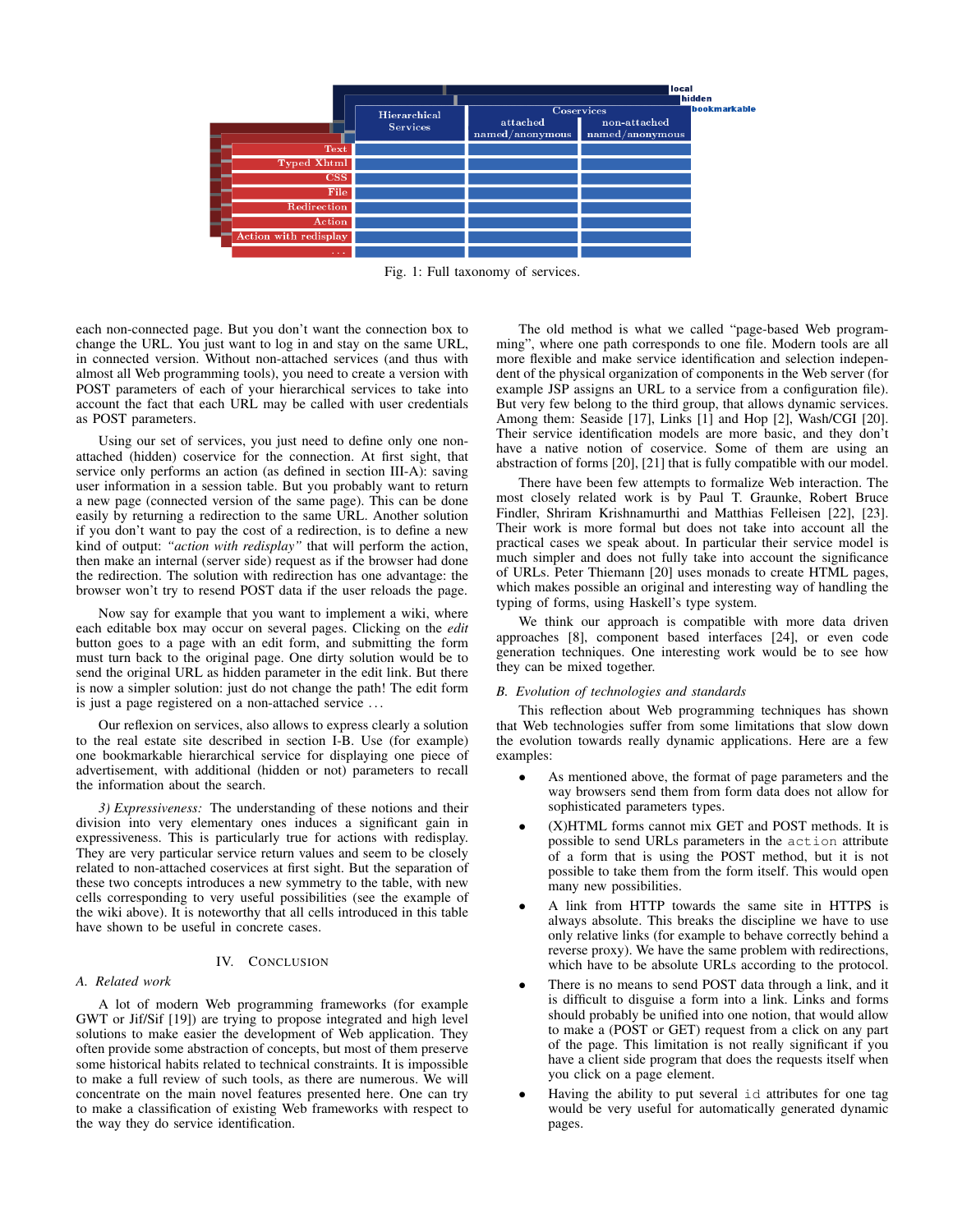Fig. 1: Full taxonomy of services.

each non-connected page. But you don't want the connection box to change the URL. You just want to log in and stay on the same URL, in connected version. Without non-attached services (and thus with almost all Web programming tools), you need to create a version with POST parameters of each of your hierarchical services to take into account the fact that each URL may be called with user credentials as POST parameters.

Using our set of services, you just need to define only one non-attached (hidden) coservice for the connection. At first sight, that service only performs an action (as defined in section III-A): saving user information in a session table. But you probably want to return a new page (connected version of the same page). This can be done easily by returning a redirection to the same URL. Another solution if you don't want to pay the cost of a redirection, is to define a new kind of output: *"action with redisplay"* that will perform the action, then make an internal (server side) request as if the browser had done the redirection. The solution with redirection has one advantage: the browser won't try to resend POST data if the user reloads the page.

Now say for example that you want to implement a wiki, where each editable box may occur on several pages. Clicking on the *edit* button goes to a page with an edit form, and submitting the form must turn back to the original page. One dirty solution would be to send the original URL as hidden parameter in the edit link. But there is now a simpler solution: just do not change the path! The edit form is just a page registered on a non-attached service ...

Our reflexion on services, also allows to express clearly a solution to the real estate site described in section I-B. Use (for example) one bookmarkable hierarchical service for displaying one piece of advertisement, with additional (hidden or not) parameters to recall the information about the search.

*3) Expressiveness:* The understanding of these notions and their division into very elementary ones induces a significant gain in expressiveness. This is particularly true for actions with redisplay. They are very particular service return values and seem to be closely related to non-attached coservices at first sight. But the separation of these two concepts introduces a new symmetry to the table, with new cells corresponding to very useful possibilities (see the example of the wiki above). It is noteworthy that all cells introduced in this table have shown to be useful in concrete cases.

## IV. Conclusion

### A. Related work

A lot of modern Web programming frameworks (for example GWT or Jif/Sif [19]) are trying to propose integrated and high level solutions to make easier the development of Web application. They often provide some abstraction of concepts, but most of them preserve some historical habits related to technical constraints. It is impossible to make a full review of such tools, as there are numerous. We will concentrate on the main novel features presented here. One can try to make a classification of existing Web frameworks with respect to the way they do service identification.

The old method is what we called "page-based Web programming", where one path corresponds to one file. Modern tools are all more flexible and make service identification and selection independent of the physical organization of components in the Web server (for example JSP assigns an URL to a service from a configuration file). But very few belong to the third group, that allows dynamic services. Among them: Seaside [17], Links [1] and Hop [2], Wash/CGI [20]. Their service identification models are more basic, and they don't have a native notion of coservice. Some of them are using an abstraction of forms [20], [21] that is fully compatible with our model.

There have been few attempts to formalize Web interaction. The most closely related work is by Paul T. Graunke, Robert Bruce Findler, Shriram Krishnamurthi and Matthias Felleisen [22], [23]. Their work is more formal but does not take into account all the practical cases we speak about. In particular their service model is much simpler and does not fully take into account the significance of URLs. Peter Thiemann [20] uses monads to create HTML pages, which makes possible an original and interesting way of handling the typing of forms, using Haskell's type system.

We think our approach is compatible with more data driven approaches [8], component based interfaces [24], or even code generation techniques. One interesting work would be to see how they can be mixed together.

### B. Evolution of technologies and standards

This reflection about Web programming techniques has shown that Web technologies suffer from some limitations that slow down the evolution towards really dynamic applications. Here are a few examples:

- As mentioned above, the format of page parameters and the way browsers send them from form data does not allow for sophisticated parameters types.
- (X)HTML forms cannot mix GET and POST methods. It is possible to send URLs parameters in the `action` attribute of a form that is using the POST method, but it is not possible to take them from the form itself. This would open many new possibilities.
- A link from HTTP towards the same site in HTTPS is always absolute. This breaks the discipline we have to use only relative links (for example to behave correctly behind a reverse proxy). We have the same problem with redirections, which have to be absolute URLs according to the protocol.
- There is no means to send POST data through a link, and it is difficult to disguise a form into a link. Links and forms should probably be unified into one notion, that would allow to make a (POST or GET) request from a click on any part of the page. This limitation is not really significant if you have a client side program that does the requests itself when you click on a page element.
- Having the ability to put several `id` attributes for one tag would be very useful for automatically generated dynamic pages.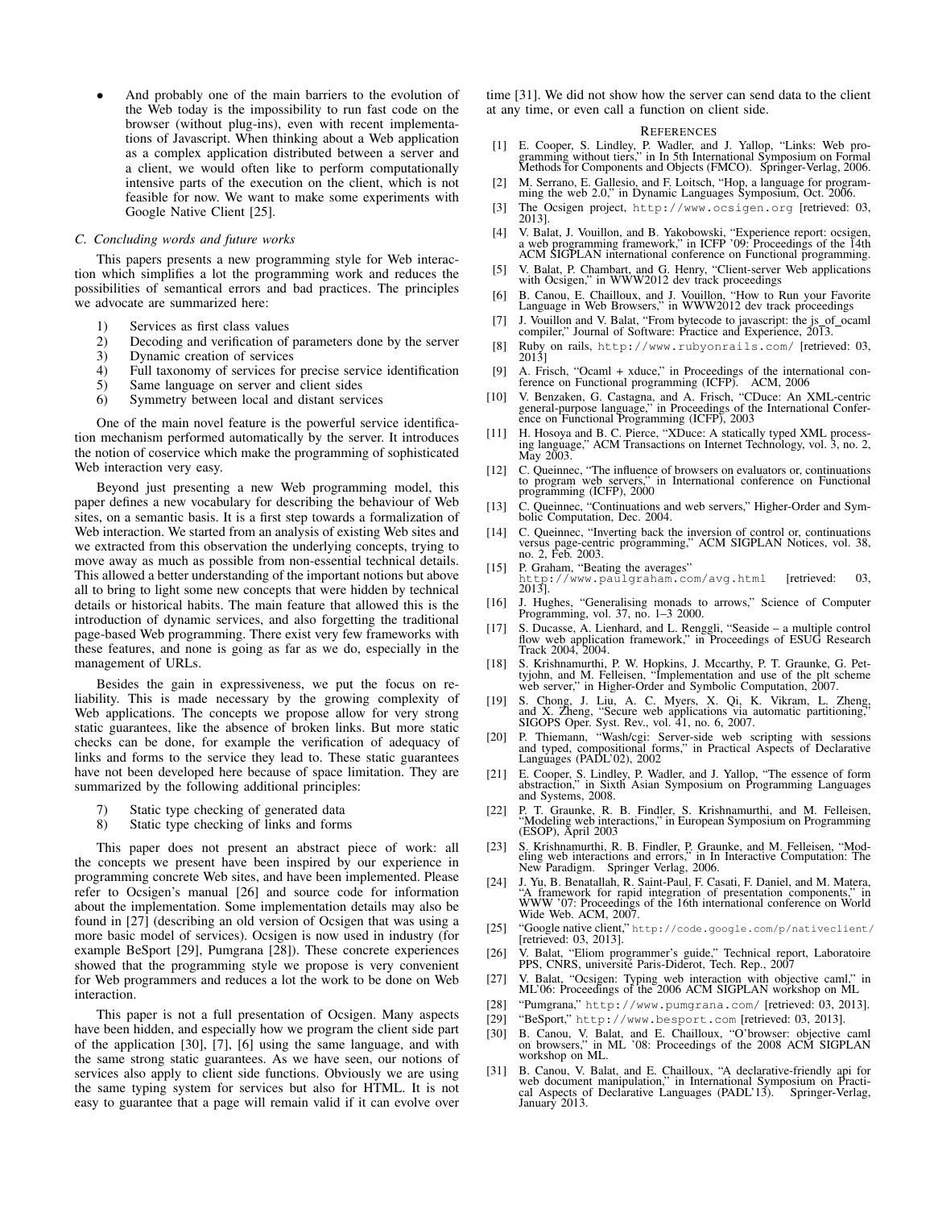- And probably one of the main barriers to the evolution of the Web today is the impossibility to run fast code on the browser (without plug-ins), even with recent implementations of Javascript. When thinking about a Web application as a complex application distributed between a server and a client, we would often like to perform computationally intensive parts of the execution on the client, which is not feasible for now. We want to make some experiments with Google Native Client [25].

### C. Concluding words and future works

This papers presents a new programming style for Web interaction which simplifies a lot the programming work and reduces the possibilities of semantical errors and bad practices. The principles we advocate are summarized here:

1) Services as first class values
2) Decoding and verification of parameters done by the server
3) Dynamic creation of services
4) Full taxonomy of services for precise service identification
5) Same language on server and client sides
6) Symmetry between local and distant services

One of the main novel feature is the powerful service identification mechanism performed automatically by the server. It introduces the notion of coservice which make the programming of sophisticated Web interaction very easy.

Beyond just presenting a new Web programming model, this paper defines a new vocabulary for describing the behaviour of Web sites, on a semantic basis. It is a first step towards a formalization of Web interaction. We started from an analysis of existing Web sites and we extracted from this observation the underlying concepts, trying to move away as much as possible from non-essential technical details. This allowed a better understanding of the important notions but above all to bring to light some new concepts that were hidden by technical details or historical habits. The main feature that allowed this is the introduction of dynamic services, and also forgetting the traditional page-based Web programming. There exist very few frameworks with these features, and none is going as far as we do, especially in the management of URLs.

Besides the gain in expressiveness, we put the focus on reliability. This is made necessary by the growing complexity of Web applications. The concepts we propose allow for very strong static guarantees, like the absence of broken links. But more static checks can be done, for example the verification of adequacy of links and forms to the service they lead to. These static guarantees have not been developed here because of space limitation. They are summarized by the following additional principles:

7) Static type checking of generated data
8) Static type checking of links and forms

This paper does not present an abstract piece of work: all the concepts we present have been inspired by our experience in programming concrete Web sites, and have been implemented. Please refer to Ocsigen's manual [26] and source code for information about the implementation. Some implementation details may also be found in [27] (describing an old version of Ocsigen that was using a more basic model of services). Ocsigen is now used in industry (for example BeSport [29], Pumgrana [28]). These concrete experiences showed that the programming style we propose is very convenient for Web programmers and reduces a lot the work to be done on Web interaction.

This paper is not a full presentation of Ocsigen. Many aspects have been hidden, and especially how we program the client side part of the application [30], [7], [6] using the same language, and with the same strong static guarantees. As we have seen, our notions of services also apply to client side functions. Obviously we are using the same typing system for services but also for HTML. It is not easy to guarantee that a page will remain valid if it can evolve over time [31]. We did not show how the server can send data to the client at any time, or even call a function on client side.

## References

[1] E. Cooper, S. Lindley, P. Wadler, and J. Yallop, "Links: Web programming without tiers," in In 5th International Symposium on Formal Methods for Components and Objects (FMCO). Springer-Verlag, 2006.

[2] M. Serrano, E. Gallesio, and F. Loitsch, "Hop, a language for programming the web 2.0," in Dynamic Languages Symposium, Oct. 2006.

[3] The Ocsigen project, http://www.ocsigen.org [retrieved: 03, 2013].

[4] V. Balat, J. Vouillon, and B. Yakobowski, "Experience report: ocsigen, a web programming framework," in ICFP '09: Proceedings of the 14th ACM SIGPLAN international conference on Functional programming.

[5] V. Balat, P. Chambart, and G. Henry, "Client-server Web applications with Ocsigen," in WWW2012 dev track proceedings

[6] B. Canou, E. Chailloux, and J. Vouillon, "How to Run your Favorite Language in Web Browsers," in WWW2012 dev track proceedings

[7] J. Vouillon and V. Balat, "From bytecode to javascript: the js_of_ocaml compiler," Journal of Software: Practice and Experience, 2013.

[8] Ruby on rails, http://www.rubyonrails.com/ [retrieved: 03, 2013]

[9] A. Frisch, "Ocaml + xduce," in Proceedings of the international conference on Functional programming (ICFP). ACM, 2006

[10] V. Benzaken, G. Castagna, and A. Frisch, "CDuce: An XML-centric general-purpose language," in Proceedings of the International Conference on Functional Programming (ICFP), 2003

[11] H. Hosoya and B. C. Pierce, "XDuce: A statically typed XML processing language," ACM Transactions on Internet Technology, vol. 3, no. 2, May 2003.

[12] C. Queinnec, "The influence of browsers on evaluators or, continuations to program web servers," in International conference on Functional programming (ICFP), 2000

[13] C. Queinnec, "Continuations and web servers," Higher-Order and Symbolic Computation, Dec. 2004.

[14] C. Queinnec, "Inverting back the inversion of control or, continuations versus page-centric programming," ACM SIGPLAN Notices, vol. 38, no. 2, Feb. 2003.

[15] P. Graham, "Beating the averages" http://www.paulgraham.com/avg.html [retrieved: 03, 2013].

[16] J. Hughes, "Generalising monads to arrows," Science of Computer Programming, vol. 37, no. 1–3 2000.

[17] S. Ducasse, A. Lienhard, and L. Renggli, "Seaside – a multiple control flow web application framework," in Proceedings of ESUG Research Track 2004, 2004.

[18] S. Krishnamurthi, P. W. Hopkins, J. Mccarthy, P. T. Graunke, G. Pettyjohn, and M. Felleisen, "Implementation and use of the plt scheme web server," in Higher-Order and Symbolic Computation, 2007.

[19] S. Chong, J. Liu, A. C. Myers, X. Qi, K. Vikram, L. Zheng, and X. Zheng, "Secure web applications via automatic partitioning," SIGOPS Oper. Syst. Rev., vol. 41, no. 6, 2007.

[20] P. Thiemann, "Wash/cgi: Server-side web scripting with sessions and typed, compositional forms," in Practical Aspects of Declarative Languages (PADL'02), 2002

[21] E. Cooper, S. Lindley, P. Wadler, and J. Yallop, "The essence of form abstraction," in Sixth Asian Symposium on Programming Languages and Systems, 2008.

[22] P. T. Graunke, R. B. Findler, S. Krishnamurthi, and M. Felleisen, "Modeling web interactions," in European Symposium on Programming (ESOP), April 2003

[23] S. Krishnamurthi, R. B. Findler, P. Graunke, and M. Felleisen, "Modeling web interactions and errors," in In Interactive Computation: The New Paradigm. Springer Verlag, 2006.

[24] J. Yu, B. Benatallah, R. Saint-Paul, F. Casati, F. Daniel, and M. Matera, "A framework for rapid integration of presentation components," in WWW '07: Proceedings of the 16th international conference on World Wide Web. ACM, 2007.

[25] "Google native client," http://code.google.com/p/nativeclient/ [retrieved: 03, 2013].

[26] V. Balat, "Eliom programmer's guide," Technical report, Laboratoire PPS, CNRS, université Paris-Diderot, Tech. Rep., 2007

[27] V. Balat, "Ocsigen: Typing web interaction with objective caml," in ML'06: Proceedings of the 2006 ACM SIGPLAN workshop on ML

[28] "Pumgrana," http://www.pumgrana.com/ [retrieved: 03, 2013].

[29] "BeSport," http://www.besport.com [retrieved: 03, 2013].

[30] B. Canou, V. Balat, and E. Chailloux, "O'browser: objective caml on browsers," in ML '08: Proceedings of the 2008 ACM SIGPLAN workshop on ML.

[31] B. Canou, V. Balat, and E. Chailloux, "A declarative-friendly api for web document manipulation," in International Symposium on Practical Aspects of Declarative Languages (PADL'13). Springer-Verlag, January 2013.